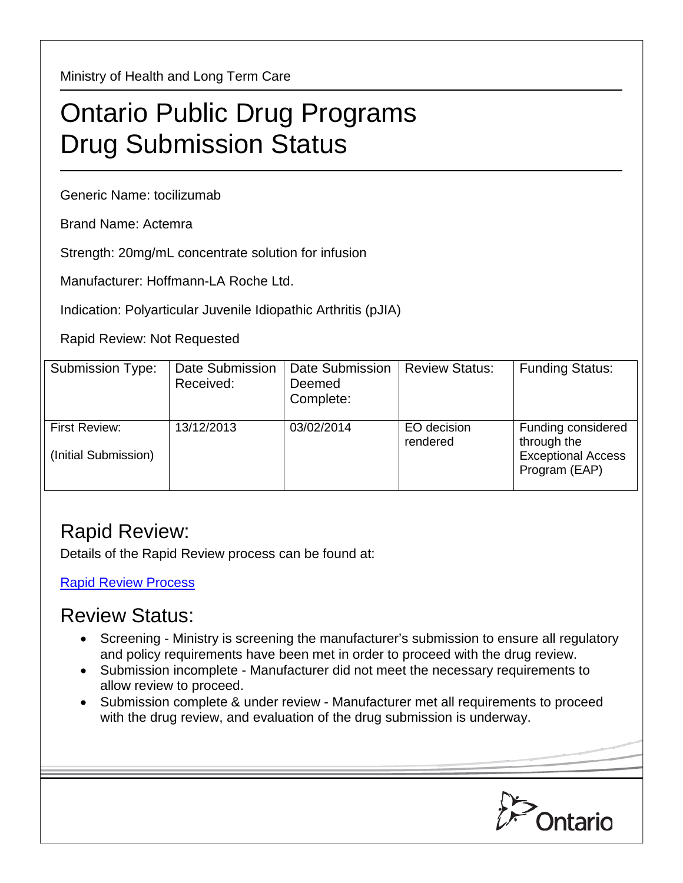Ministry of Health and Long Term Care

# Ontario Public Drug Programs
# Drug Submission Status

Generic Name: tocilizumab

Brand Name: Actemra

Strength: 20mg/mL concentrate solution for infusion

Manufacturer: Hoffmann-LA Roche Ltd.

Indication: Polyarticular Juvenile Idiopathic Arthritis (pJIA)

Rapid Review: Not Requested

| Submission Type: | Date Submission Received: | Date Submission Deemed Complete: | Review Status: | Funding Status: |
|---|---|---|---|---|
| First Review: (Initial Submission) | 13/12/2013 | 03/02/2014 | EO decision rendered | Funding considered through the Exceptional Access Program (EAP) |

## Rapid Review:

Details of the Rapid Review process can be found at:

Rapid Review Process

## Review Status:

- Screening - Ministry is screening the manufacturer's submission to ensure all regulatory and policy requirements have been met in order to proceed with the drug review.
- Submission incomplete - Manufacturer did not meet the necessary requirements to allow review to proceed.
- Submission complete & under review - Manufacturer met all requirements to proceed with the drug review, and evaluation of the drug submission is underway.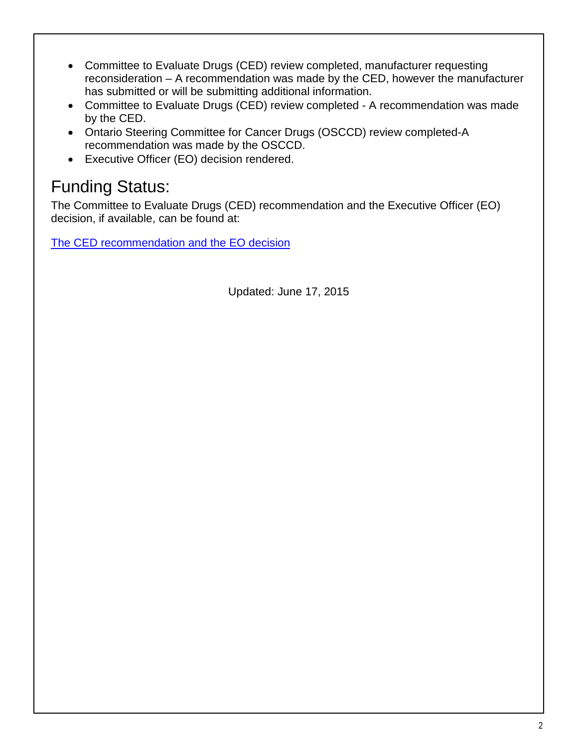- Committee to Evaluate Drugs (CED) review completed, manufacturer requesting reconsideration – A recommendation was made by the CED, however the manufacturer has submitted or will be submitting additional information.
- Committee to Evaluate Drugs (CED) review completed - A recommendation was made by the CED.
- Ontario Steering Committee for Cancer Drugs (OSCCD) review completed-A recommendation was made by the OSCCD.
- Executive Officer (EO) decision rendered.

## Funding Status:

The Committee to Evaluate Drugs (CED) recommendation and the Executive Officer (EO) decision, if available, can be found at:

The CED recommendation and the EO decision

Updated: June 17, 2015